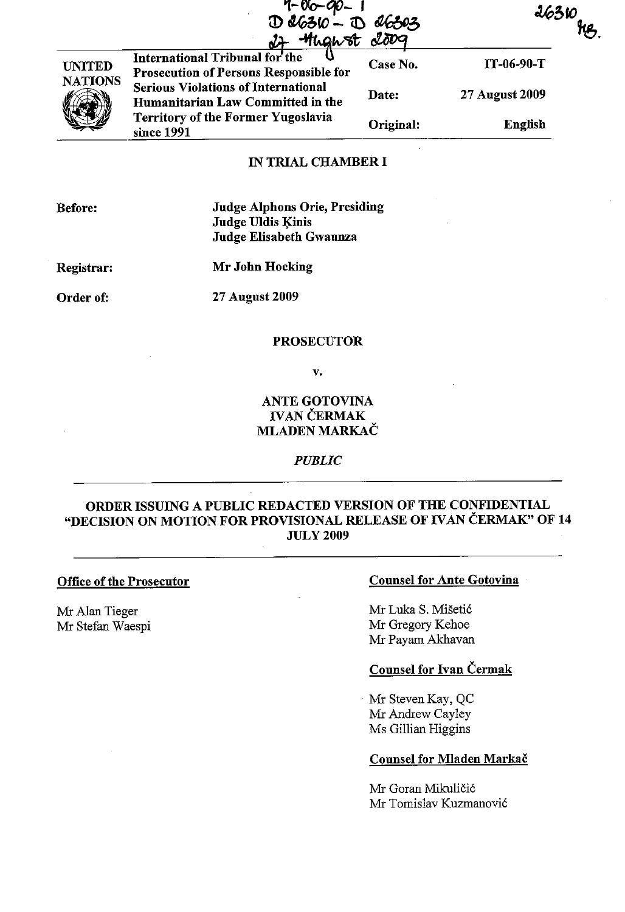IT-06-90-T
D 26310 - D 26303
27 August 2009

26310
MB.

| UNITED NATIONS | International Tribunal for the Prosecution of Persons Responsible for Serious Violations of International Humanitarian Law Committed in the Territory of the Former Yugoslavia since 1991 | Case No. | IT-06-90-T |
|---|---|---|---|
| | | Date: | 27 August 2009 |
| | | Original: | English |

**IN TRIAL CHAMBER I**

**Before:** Judge Alphons Orie, Presiding
Judge Uldis Ķinis
Judge Elisabeth Gwaunza

**Registrar:** Mr John Hocking

**Order of:** 27 August 2009

**PROSECUTOR**

**v.**

**ANTE GOTOVINA**
**IVAN ČERMAK**
**MLADEN MARKAČ**

*PUBLIC*

---

## ORDER ISSUING A PUBLIC REDACTED VERSION OF THE CONFIDENTIAL "DECISION ON MOTION FOR PROVISIONAL RELEASE OF IVAN ČERMAK" OF 14 JULY 2009

---

**Office of the Prosecutor**

Mr Alan Tieger
Mr Stefan Waespi

**Counsel for Ante Gotovina**

Mr Luka S. Mišetić
Mr Gregory Kehoe
Mr Payam Akhavan

**Counsel for Ivan Čermak**

Mr Steven Kay, QC
Mr Andrew Cayley
Ms Gillian Higgins

**Counsel for Mladen Markač**

Mr Goran Mikuličić
Mr Tomislav Kuzmanović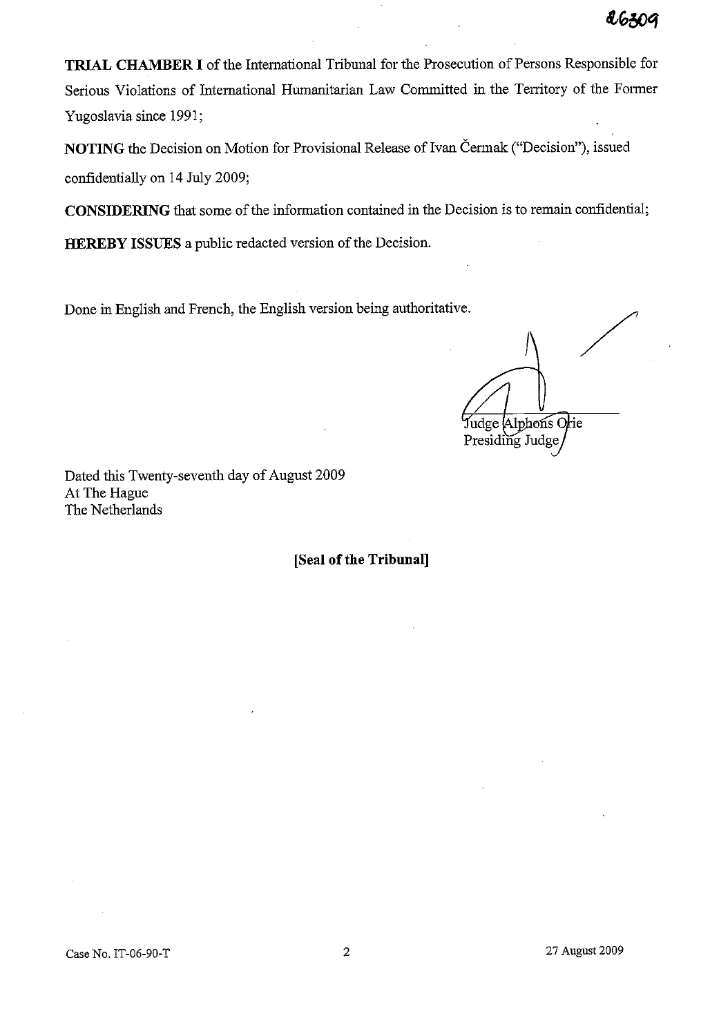**TRIAL CHAMBER I** of the International Tribunal for the Prosecution of Persons Responsible for Serious Violations of International Humanitarian Law Committed in the Territory of the Former Yugoslavia since 1991;

**NOTING** the Decision on Motion for Provisional Release of Ivan Čermak ("Decision"), issued confidentially on 14 July 2009;

**CONSIDERING** that some of the information contained in the Decision is to remain confidential;

**HEREBY ISSUES** a public redacted version of the Decision.

Done in English and French, the English version being authoritative.

Judge Alphons Orie
Presiding Judge

Dated this Twenty-seventh day of August 2009
At The Hague
The Netherlands

**[Seal of the Tribunal]**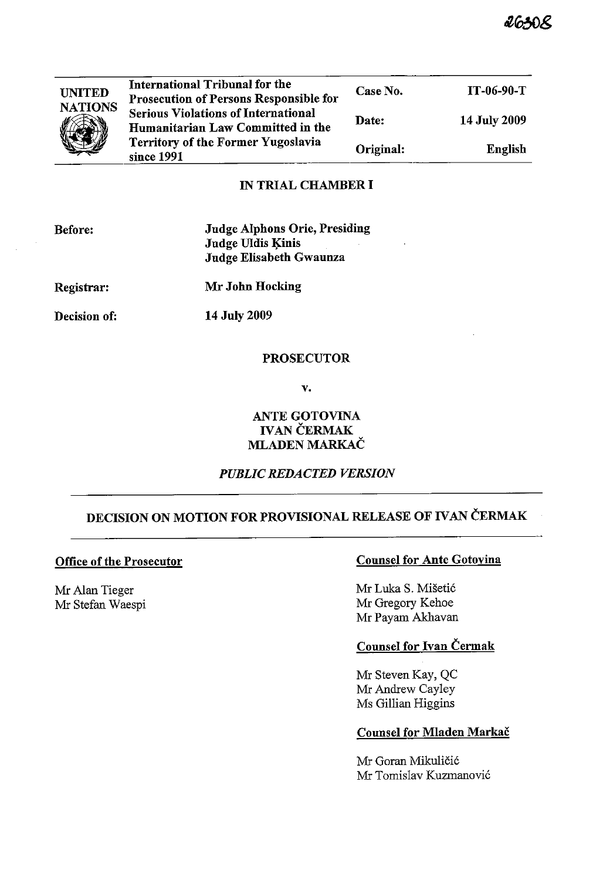26308

| UNITED NATIONS | International Tribunal for the Prosecution of Persons Responsible for Serious Violations of International Humanitarian Law Committed in the Territory of the Former Yugoslavia since 1991 | Case No. | IT-06-90-T |
|---|---|---|---|
| | | Date: | 14 July 2009 |
| | | Original: | English |

**IN TRIAL CHAMBER I**

**Before:** Judge Alphons Orie, Presiding
Judge Uldis Ķinis
Judge Elisabeth Gwaunza

**Registrar:** Mr John Hocking

**Decision of:** 14 July 2009

**PROSECUTOR**

**v.**

**ANTE GOTOVINA**
**IVAN ČERMAK**
**MLADEN MARKAČ**

***PUBLIC REDACTED VERSION***

---

## DECISION ON MOTION FOR PROVISIONAL RELEASE OF IVAN ČERMAK

---

**Office of the Prosecutor**

Mr Alan Tieger
Mr Stefan Waespi

**Counsel for Ante Gotovina**

Mr Luka S. Mišetić
Mr Gregory Kehoe
Mr Payam Akhavan

**Counsel for Ivan Čermak**

Mr Steven Kay, QC
Mr Andrew Cayley
Ms Gillian Higgins

**Counsel for Mladen Markač**

Mr Goran Mikuličić
Mr Tomislav Kuzmanović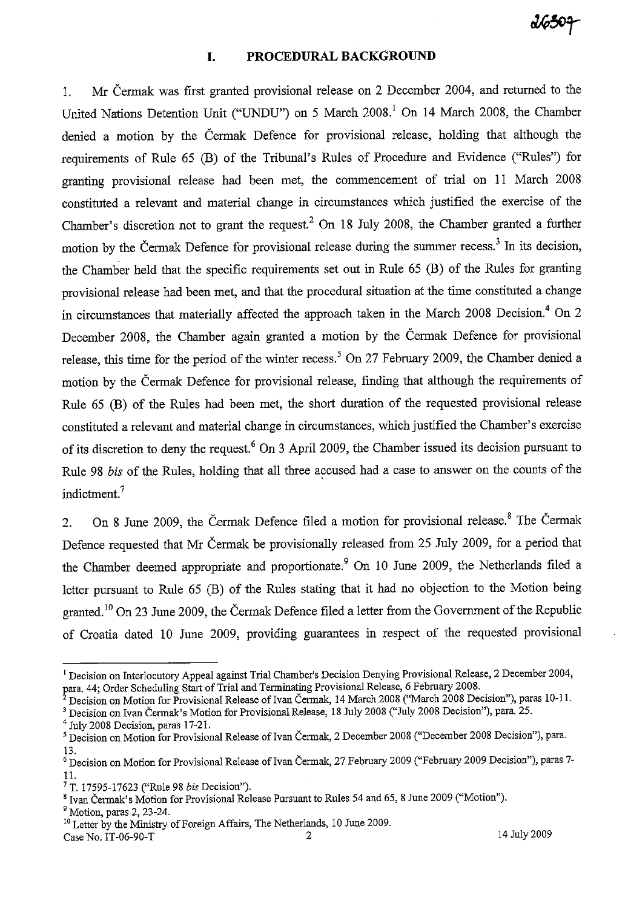## I. PROCEDURAL BACKGROUND

1. Mr Čermak was first granted provisional release on 2 December 2004, and returned to the United Nations Detention Unit ("UNDU") on 5 March 2008.[1] On 14 March 2008, the Chamber denied a motion by the Čermak Defence for provisional release, holding that although the requirements of Rule 65 (B) of the Tribunal's Rules of Procedure and Evidence ("Rules") for granting provisional release had been met, the commencement of trial on 11 March 2008 constituted a relevant and material change in circumstances which justified the exercise of the Chamber's discretion not to grant the request.[2] On 18 July 2008, the Chamber granted a further motion by the Čermak Defence for provisional release during the summer recess.[3] In its decision, the Chamber held that the specific requirements set out in Rule 65 (B) of the Rules for granting provisional release had been met, and that the procedural situation at the time constituted a change in circumstances that materially affected the approach taken in the March 2008 Decision.[4] On 2 December 2008, the Chamber again granted a motion by the Čermak Defence for provisional release, this time for the period of the winter recess.[5] On 27 February 2009, the Chamber denied a motion by the Čermak Defence for provisional release, finding that although the requirements of Rule 65 (B) of the Rules had been met, the short duration of the requested provisional release constituted a relevant and material change in circumstances, which justified the Chamber's exercise of its discretion to deny the request.[6] On 3 April 2009, the Chamber issued its decision pursuant to Rule 98 *bis* of the Rules, holding that all three accused had a case to answer on the counts of the indictment.[7]

2. On 8 June 2009, the Čermak Defence filed a motion for provisional release.[8] The Čermak Defence requested that Mr Čermak be provisionally released from 25 July 2009, for a period that the Chamber deemed appropriate and proportionate.[9] On 10 June 2009, the Netherlands filed a letter pursuant to Rule 65 (B) of the Rules stating that it had no objection to the Motion being granted.[10] On 23 June 2009, the Čermak Defence filed a letter from the Government of the Republic of Croatia dated 10 June 2009, providing guarantees in respect of the requested provisional

---

[1] Decision on Interlocutory Appeal against Trial Chamber's Decision Denying Provisional Release, 2 December 2004, para. 44; Order Scheduling Start of Trial and Terminating Provisional Release, 6 February 2008.

[2] Decision on Motion for Provisional Release of Ivan Čermak, 14 March 2008 ("March 2008 Decision"), paras 10-11.

[3] Decision on Ivan Čermak's Motion for Provisional Release, 18 July 2008 ("July 2008 Decision"), para. 25.

[4] July 2008 Decision, paras 17-21.

[5] Decision on Motion for Provisional Release of Ivan Čermak, 2 December 2008 ("December 2008 Decision"), para. 13.

[6] Decision on Motion for Provisional Release of Ivan Čermak, 27 February 2009 ("February 2009 Decision"), paras 7-11.

[7] T. 17595-17623 ("Rule 98 *bis* Decision").

[8] Ivan Čermak's Motion for Provisional Release Pursuant to Rules 54 and 65, 8 June 2009 ("Motion").

[9] Motion, paras 2, 23-24.

[10] Letter by the Ministry of Foreign Affairs, The Netherlands, 10 June 2009.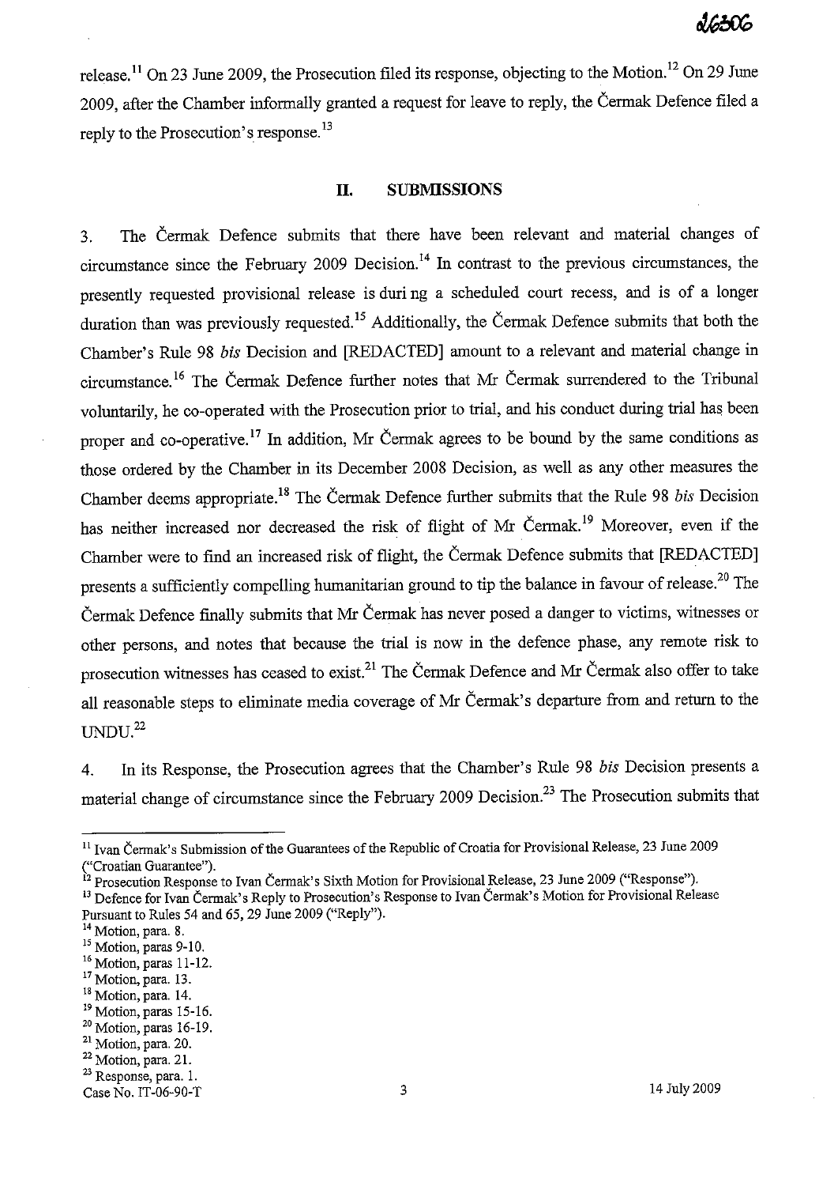release.[11] On 23 June 2009, the Prosecution filed its response, objecting to the Motion.[12] On 29 June 2009, after the Chamber informally granted a request for leave to reply, the Čermak Defence filed a reply to the Prosecution's response.[13]

## II. SUBMISSIONS

3. The Čermak Defence submits that there have been relevant and material changes of circumstance since the February 2009 Decision.[14] In contrast to the previous circumstances, the presently requested provisional release is duri ng a scheduled court recess, and is of a longer duration than was previously requested.[15] Additionally, the Čermak Defence submits that both the Chamber's Rule 98 *bis* Decision and [REDACTED] amount to a relevant and material change in circumstance.[16] The Čermak Defence further notes that Mr Čermak surrendered to the Tribunal voluntarily, he co-operated with the Prosecution prior to trial, and his conduct during trial has been proper and co-operative.[17] In addition, Mr Čermak agrees to be bound by the same conditions as those ordered by the Chamber in its December 2008 Decision, as well as any other measures the Chamber deems appropriate.[18] The Čermak Defence further submits that the Rule 98 *bis* Decision has neither increased nor decreased the risk of flight of Mr Čermak.[19] Moreover, even if the Chamber were to find an increased risk of flight, the Čermak Defence submits that [REDACTED] presents a sufficiently compelling humanitarian ground to tip the balance in favour of release.[20] The Čermak Defence finally submits that Mr Čermak has never posed a danger to victims, witnesses or other persons, and notes that because the trial is now in the defence phase, any remote risk to prosecution witnesses has ceased to exist.[21] The Čermak Defence and Mr Čermak also offer to take all reasonable steps to eliminate media coverage of Mr Čermak's departure from and return to the UNDU.[22]

4. In its Response, the Prosecution agrees that the Chamber's Rule 98 *bis* Decision presents a material change of circumstance since the February 2009 Decision.[23] The Prosecution submits that

---

[11] Ivan Čermak's Submission of the Guarantees of the Republic of Croatia for Provisional Release, 23 June 2009 ("Croatian Guarantee").

[12] Prosecution Response to Ivan Čermak's Sixth Motion for Provisional Release, 23 June 2009 ("Response").

[13] Defence for Ivan Čermak's Reply to Prosecution's Response to Ivan Čermak's Motion for Provisional Release Pursuant to Rules 54 and 65, 29 June 2009 ("Reply").

[14] Motion, para. 8.

[15] Motion, paras 9-10.

[16] Motion, paras 11-12.

[17] Motion, para. 13.

[18] Motion, para. 14.

[19] Motion, paras 15-16.

[20] Motion, paras 16-19.

[21] Motion, para. 20.

[22] Motion, para. 21.

[23] Response, para. 1.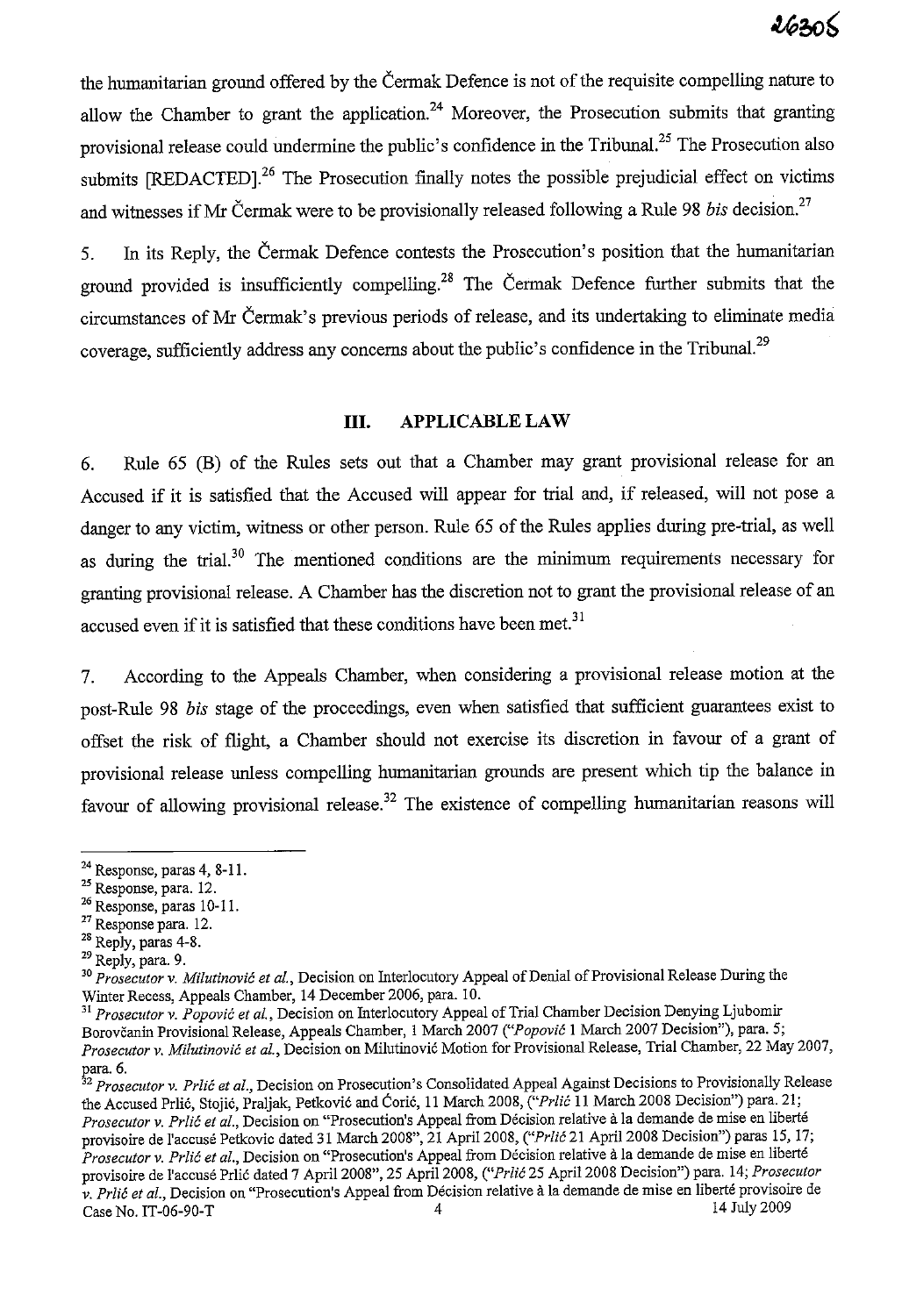the humanitarian ground offered by the Čermak Defence is not of the requisite compelling nature to allow the Chamber to grant the application.[24] Moreover, the Prosecution submits that granting provisional release could undermine the public's confidence in the Tribunal.[25] The Prosecution also submits [REDACTED].[26] The Prosecution finally notes the possible prejudicial effect on victims and witnesses if Mr Čermak were to be provisionally released following a Rule 98 *bis* decision.[27]

5. In its Reply, the Čermak Defence contests the Prosecution's position that the humanitarian ground provided is insufficiently compelling.[28] The Čermak Defence further submits that the circumstances of Mr Čermak's previous periods of release, and its undertaking to eliminate media coverage, sufficiently address any concerns about the public's confidence in the Tribunal.[29]

## III. APPLICABLE LAW

6. Rule 65 (B) of the Rules sets out that a Chamber may grant provisional release for an Accused if it is satisfied that the Accused will appear for trial and, if released, will not pose a danger to any victim, witness or other person. Rule 65 of the Rules applies during pre-trial, as well as during the trial.[30] The mentioned conditions are the minimum requirements necessary for granting provisional release. A Chamber has the discretion not to grant the provisional release of an accused even if it is satisfied that these conditions have been met.[31]

7. According to the Appeals Chamber, when considering a provisional release motion at the post-Rule 98 *bis* stage of the proceedings, even when satisfied that sufficient guarantees exist to offset the risk of flight, a Chamber should not exercise its discretion in favour of a grant of provisional release unless compelling humanitarian grounds are present which tip the balance in favour of allowing provisional release.[32] The existence of compelling humanitarian reasons will

---

[24] Response, paras 4, 8-11.

[25] Response, para. 12.

[26] Response, paras 10-11.

[27] Response para. 12.

[28] Reply, paras 4-8.

[29] Reply, para. 9.

[30] *Prosecutor v. Milutinović et al.*, Decision on Interlocutory Appeal of Denial of Provisional Release During the Winter Recess, Appeals Chamber, 14 December 2006, para. 10.

[31] *Prosecutor v. Popović et al.*, Decision on Interlocutory Appeal of Trial Chamber Decision Denying Ljubomir Borovčanin Provisional Release, Appeals Chamber, 1 March 2007 ("*Popović* 1 March 2007 Decision"), para. 5; *Prosecutor v. Milutinović et al.*, Decision on Milutinović Motion for Provisional Release, Trial Chamber, 22 May 2007, para. 6.

[32] *Prosecutor v. Prlić et al.*, Decision on Prosecution's Consolidated Appeal Against Decisions to Provisionally Release the Accused Prlić, Stojić, Praljak, Petković and Ćorić, 11 March 2008, ("*Prlić* 11 March 2008 Decision") para. 21; *Prosecutor v. Prlić et al.*, Decision on "Prosecution's Appeal from Décision relative à la demande de mise en liberté provisoire de l'accusé Petkovic dated 31 March 2008", 21 April 2008, ("*Prlić* 21 April 2008 Decision") paras 15, 17; *Prosecutor v. Prlić et al.*, Decision on "Prosecution's Appeal from Décision relative à la demande de mise en liberté provisoire de l'accusé Prlić dated 7 April 2008", 25 April 2008, ("*Prlić* 25 April 2008 Decision") para. 14; *Prosecutor v. Prlić et al.*, Decision on "Prosecution's Appeal from Décision relative à la demande de mise en liberté provisoire de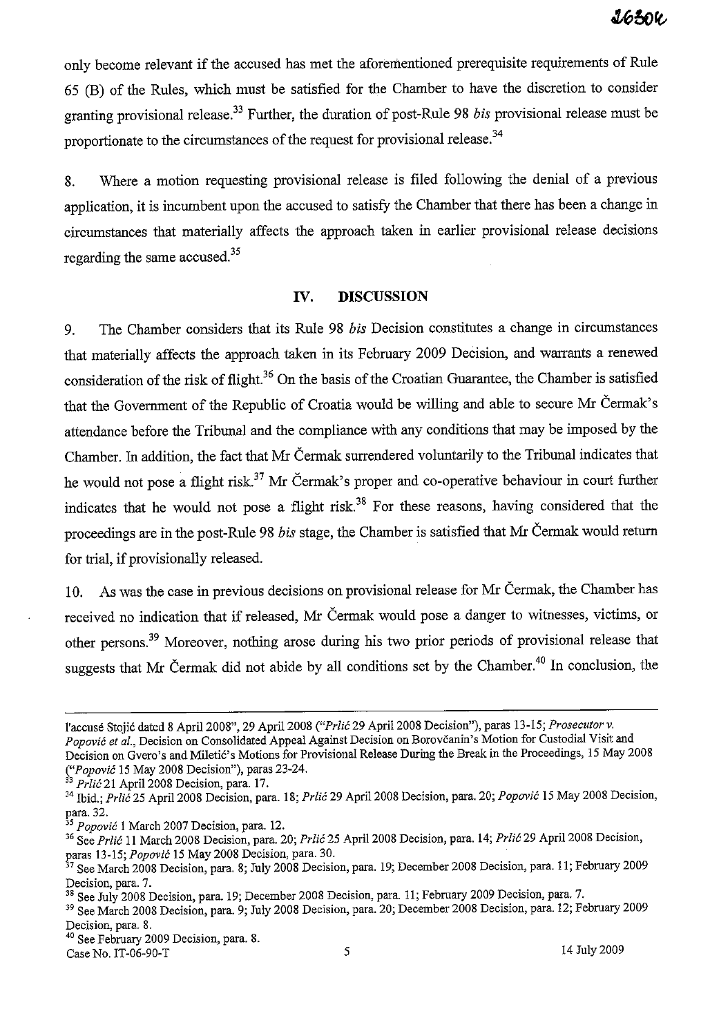only become relevant if the accused has met the aforementioned prerequisite requirements of Rule 65 (B) of the Rules, which must be satisfied for the Chamber to have the discretion to consider granting provisional release.[33] Further, the duration of post-Rule 98 *bis* provisional release must be proportionate to the circumstances of the request for provisional release.[34]

8. Where a motion requesting provisional release is filed following the denial of a previous application, it is incumbent upon the accused to satisfy the Chamber that there has been a change in circumstances that materially affects the approach taken in earlier provisional release decisions regarding the same accused.[35]

## IV. DISCUSSION

9. The Chamber considers that its Rule 98 *bis* Decision constitutes a change in circumstances that materially affects the approach taken in its February 2009 Decision, and warrants a renewed consideration of the risk of flight.[36] On the basis of the Croatian Guarantee, the Chamber is satisfied that the Government of the Republic of Croatia would be willing and able to secure Mr Čermak's attendance before the Tribunal and the compliance with any conditions that may be imposed by the Chamber. In addition, the fact that Mr Čermak surrendered voluntarily to the Tribunal indicates that he would not pose a flight risk.[37] Mr Čermak's proper and co-operative behaviour in court further indicates that he would not pose a flight risk.[38] For these reasons, having considered that the proceedings are in the post-Rule 98 *bis* stage, the Chamber is satisfied that Mr Čermak would return for trial, if provisionally released.

10. As was the case in previous decisions on provisional release for Mr Čermak, the Chamber has received no indication that if released, Mr Čermak would pose a danger to witnesses, victims, or other persons.[39] Moreover, nothing arose during his two prior periods of provisional release that suggests that Mr Čermak did not abide by all conditions set by the Chamber.[40] In conclusion, the

---

l'accusé Stojić dated 8 April 2008", 29 April 2008 ("*Prlić* 29 April 2008 Decision"), paras 13-15; *Prosecutor v. Popović et al.*, Decision on Consolidated Appeal Against Decision on Borovčanin's Motion for Custodial Visit and Decision on Gvero's and Miletić's Motions for Provisional Release During the Break in the Proceedings, 15 May 2008 ("*Popović* 15 May 2008 Decision"), paras 23-24.

[33] *Prlić* 21 April 2008 Decision, para. 17.

[34] Ibid.; *Prlić* 25 April 2008 Decision, para. 18; *Prlić* 29 April 2008 Decision, para. 20; *Popović* 15 May 2008 Decision, para. 32.

[35] *Popović* 1 March 2007 Decision, para. 12.

[36] See *Prlić* 11 March 2008 Decision, para. 20; *Prlić* 25 April 2008 Decision, para. 14; *Prlić* 29 April 2008 Decision, paras 13-15; *Popović* 15 May 2008 Decision, para. 30.

[37] See March 2008 Decision, para. 8; July 2008 Decision, para. 19; December 2008 Decision, para. 11; February 2009 Decision, para. 7.

[38] See July 2008 Decision, para. 19; December 2008 Decision, para. 11; February 2009 Decision, para. 7.

[39] See March 2008 Decision, para. 9; July 2008 Decision, para. 20; December 2008 Decision, para. 12; February 2009 Decision, para. 8.

[40] See February 2009 Decision, para. 8.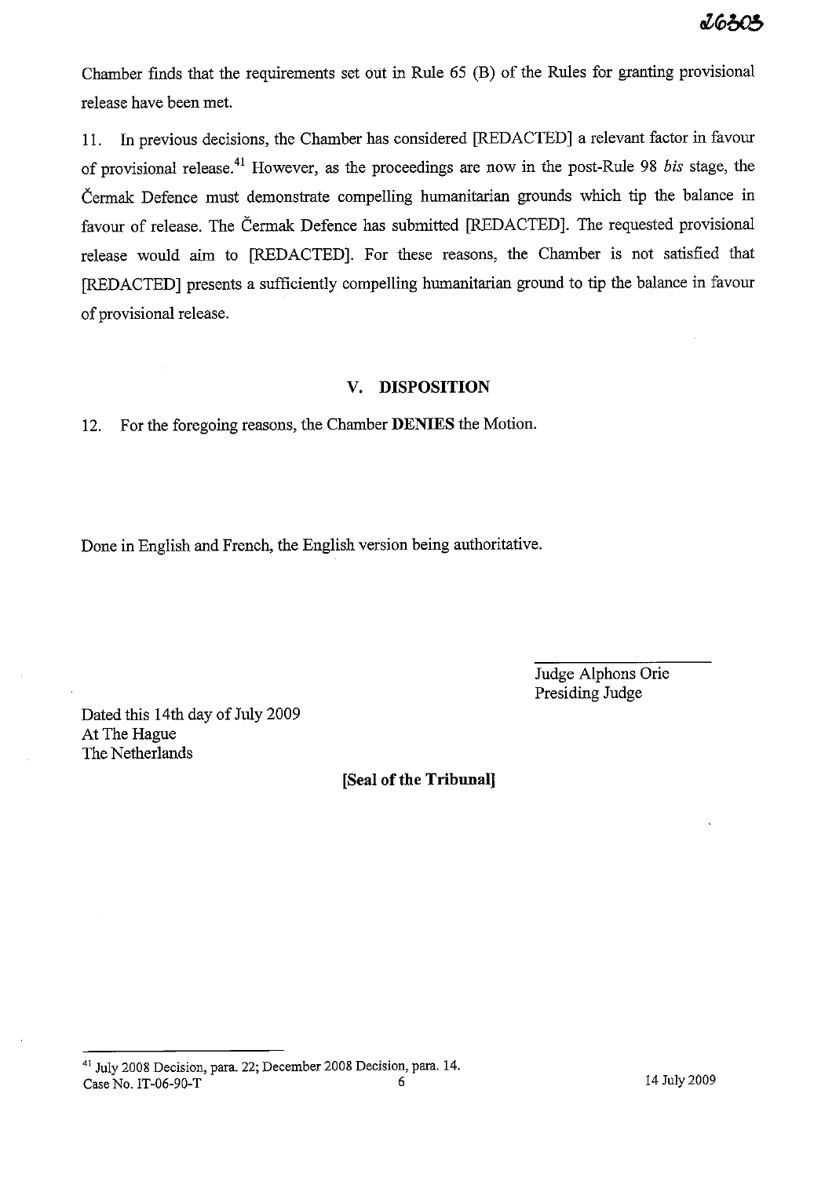Chamber finds that the requirements set out in Rule 65 (B) of the Rules for granting provisional release have been met.

11. In previous decisions, the Chamber has considered [REDACTED] a relevant factor in favour of provisional release.[41] However, as the proceedings are now in the post-Rule 98 *bis* stage, the Čermak Defence must demonstrate compelling humanitarian grounds which tip the balance in favour of release. The Čermak Defence has submitted [REDACTED]. The requested provisional release would aim to [REDACTED]. For these reasons, the Chamber is not satisfied that [REDACTED] presents a sufficiently compelling humanitarian ground to tip the balance in favour of provisional release.

## V. DISPOSITION

12. For the foregoing reasons, the Chamber **DENIES** the Motion.

Done in English and French, the English version being authoritative.

Judge Alphons Orie
Presiding Judge

Dated this 14th day of July 2009
At The Hague
The Netherlands

**[Seal of the Tribunal]**

[41] July 2008 Decision, para. 22; December 2008 Decision, para. 14.